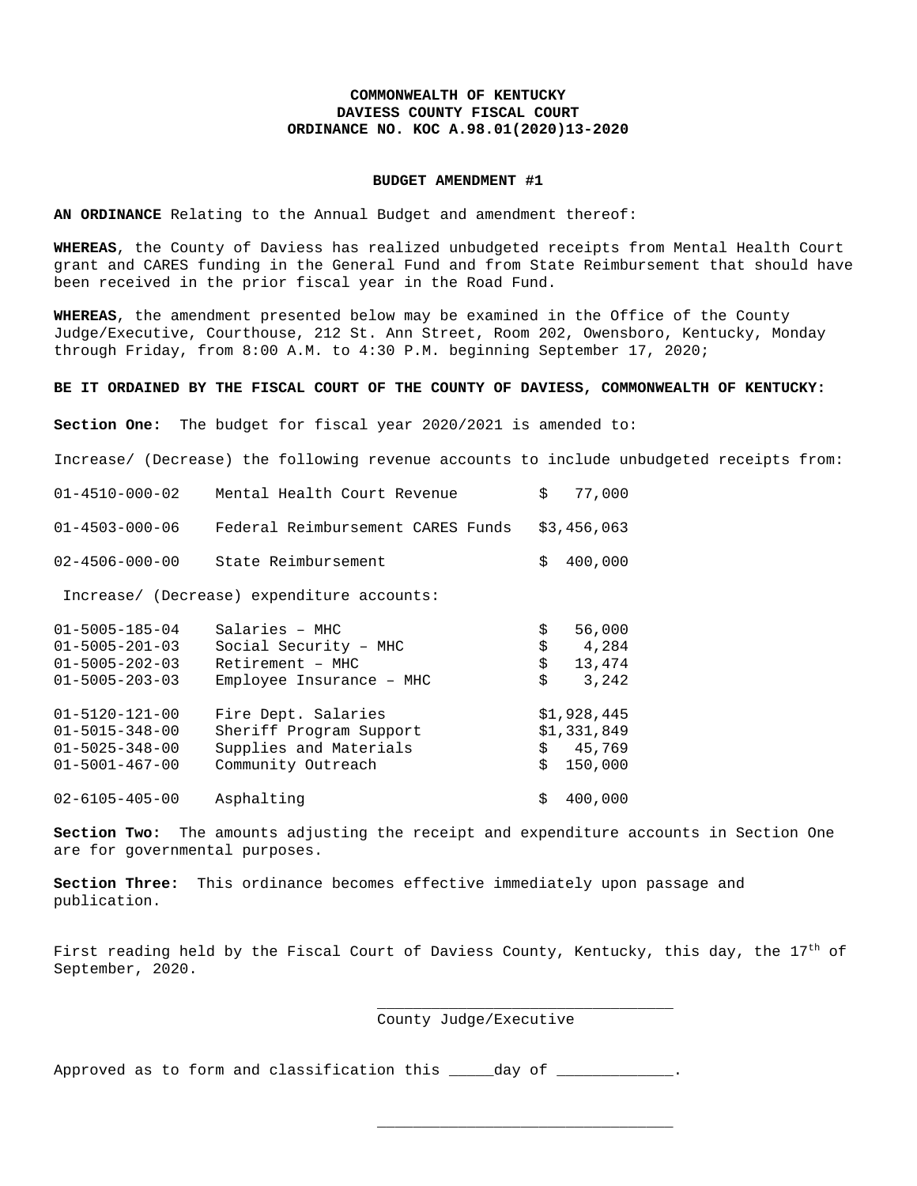**COMMONWEALTH OF KENTUCKY**
**DAVIESS COUNTY FISCAL COURT**
**ORDINANCE NO. KOC A.98.01(2020)13-2020**

**BUDGET AMENDMENT #1**

**AN ORDINANCE** Relating to the Annual Budget and amendment thereof:

**WHEREAS**, the County of Daviess has realized unbudgeted receipts from Mental Health Court grant and CARES funding in the General Fund and from State Reimbursement that should have been received in the prior fiscal year in the Road Fund.

**WHEREAS**, the amendment presented below may be examined in the Office of the County Judge/Executive, Courthouse, 212 St. Ann Street, Room 202, Owensboro, Kentucky, Monday through Friday, from 8:00 A.M. to 4:30 P.M. beginning September 17, 2020;

**BE IT ORDAINED BY THE FISCAL COURT OF THE COUNTY OF DAVIESS, COMMONWEALTH OF KENTUCKY:**

**Section One:** The budget for fiscal year 2020/2021 is amended to:

Increase/ (Decrease) the following revenue accounts to include unbudgeted receipts from:

| | | |
|---|---|---|
| 01-4510-000-02 | Mental Health Court Revenue | $ 77,000 |
| 01-4503-000-06 | Federal Reimbursement CARES Funds | $3,456,063 |
| 02-4506-000-00 | State Reimbursement | $ 400,000 |

Increase/ (Decrease) expenditure accounts:

| | | |
|---|---|---|
| 01-5005-185-04 | Salaries – MHC | $ 56,000 |
| 01-5005-201-03 | Social Security – MHC | $ 4,284 |
| 01-5005-202-03 | Retirement – MHC | $ 13,474 |
| 01-5005-203-03 | Employee Insurance – MHC | $ 3,242 |
| 01-5120-121-00 | Fire Dept. Salaries | $1,928,445 |
| 01-5015-348-00 | Sheriff Program Support | $1,331,849 |
| 01-5025-348-00 | Supplies and Materials | $ 45,769 |
| 01-5001-467-00 | Community Outreach | $ 150,000 |
| 02-6105-405-00 | Asphalting | $ 400,000 |

**Section Two:** The amounts adjusting the receipt and expenditure accounts in Section One are for governmental purposes.

**Section Three:** This ordinance becomes effective immediately upon passage and publication.

First reading held by the Fiscal Court of Daviess County, Kentucky, this day, the 17th of September, 2020.

________________________________
County Judge/Executive

Approved as to form and classification this _____day of _____________.

________________________________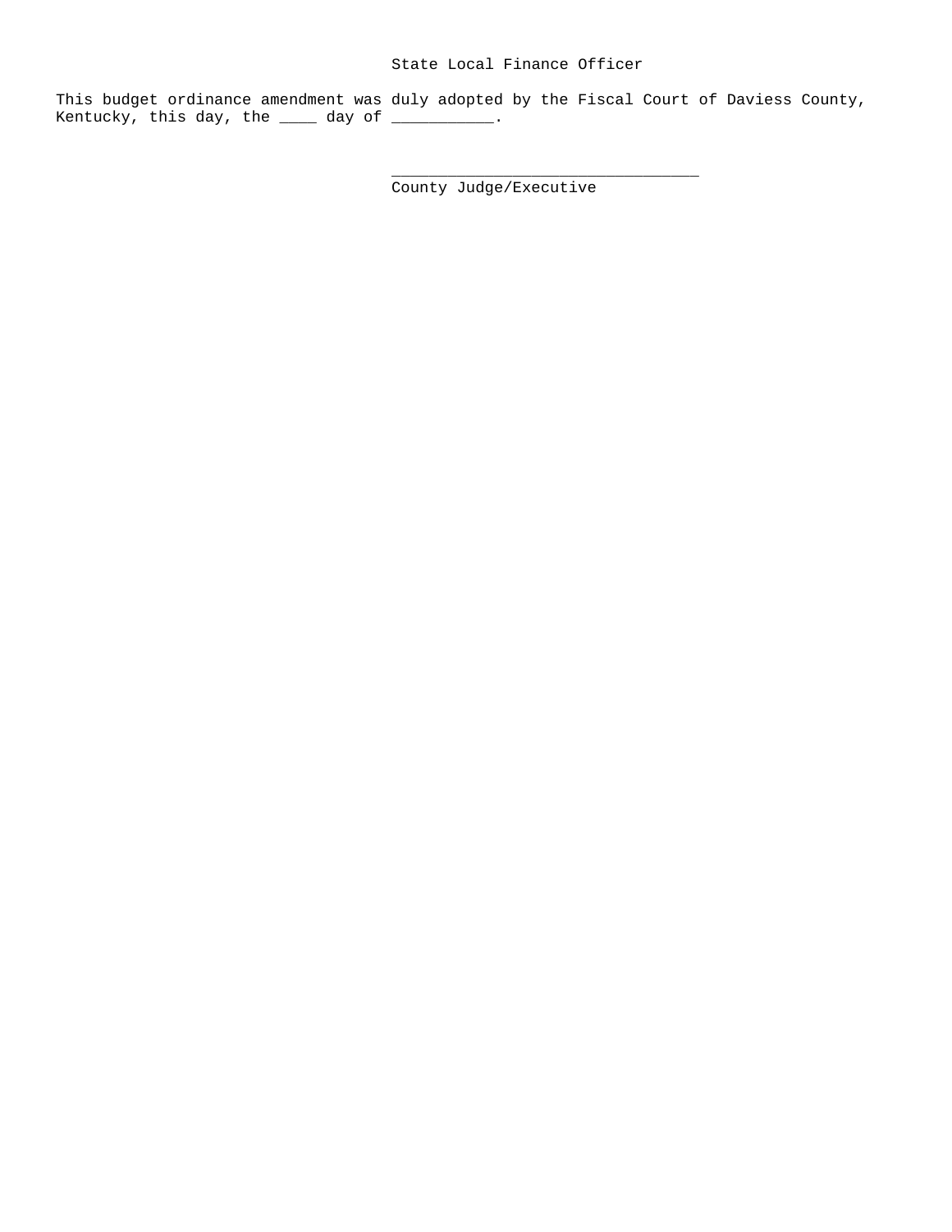State Local Finance Officer

This budget ordinance amendment was duly adopted by the Fiscal Court of Daviess County, Kentucky, this day, the ____ day of ___________.

__________________________________
County Judge/Executive